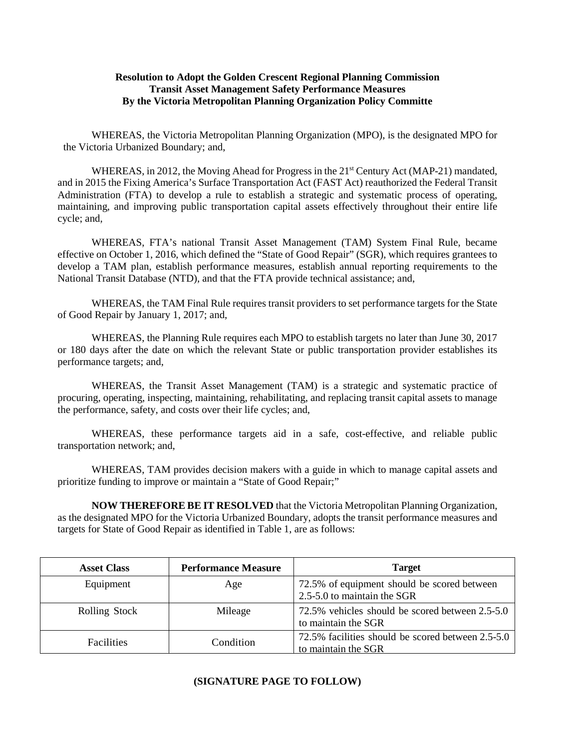**Resolution to Adopt the Golden Crescent Regional Planning Commission Transit Asset Management Safety Performance Measures By the Victoria Metropolitan Planning Organization Policy Committe**

WHEREAS, the Victoria Metropolitan Planning Organization (MPO), is the designated MPO for the Victoria Urbanized Boundary; and,

WHEREAS, in 2012, the Moving Ahead for Progress in the 21st Century Act (MAP-21) mandated, and in 2015 the Fixing America's Surface Transportation Act (FAST Act) reauthorized the Federal Transit Administration (FTA) to develop a rule to establish a strategic and systematic process of operating, maintaining, and improving public transportation capital assets effectively throughout their entire life cycle; and,

WHEREAS, FTA's national Transit Asset Management (TAM) System Final Rule, became effective on October 1, 2016, which defined the "State of Good Repair" (SGR), which requires grantees to develop a TAM plan, establish performance measures, establish annual reporting requirements to the National Transit Database (NTD), and that the FTA provide technical assistance; and,

WHEREAS, the TAM Final Rule requires transit providers to set performance targets for the State of Good Repair by January 1, 2017; and,

WHEREAS, the Planning Rule requires each MPO to establish targets no later than June 30, 2017 or 180 days after the date on which the relevant State or public transportation provider establishes its performance targets; and,

WHEREAS, the Transit Asset Management (TAM) is a strategic and systematic practice of procuring, operating, inspecting, maintaining, rehabilitating, and replacing transit capital assets to manage the performance, safety, and costs over their life cycles; and,

WHEREAS, these performance targets aid in a safe, cost-effective, and reliable public transportation network; and,

WHEREAS, TAM provides decision makers with a guide in which to manage capital assets and prioritize funding to improve or maintain a "State of Good Repair;"

**NOW THEREFORE BE IT RESOLVED** that the Victoria Metropolitan Planning Organization, as the designated MPO for the Victoria Urbanized Boundary, adopts the transit performance measures and targets for State of Good Repair as identified in Table 1, are as follows:

| Asset Class | Performance Measure | Target |
|---|---|---|
| Equipment | Age | 72.5% of equipment should be scored between 2.5-5.0 to maintain the SGR |
| Rolling Stock | Mileage | 72.5% vehicles should be scored between 2.5-5.0 to maintain the SGR |
| Facilities | Condition | 72.5% facilities should be scored between 2.5-5.0 to maintain the SGR |

**(SIGNATURE PAGE TO FOLLOW)**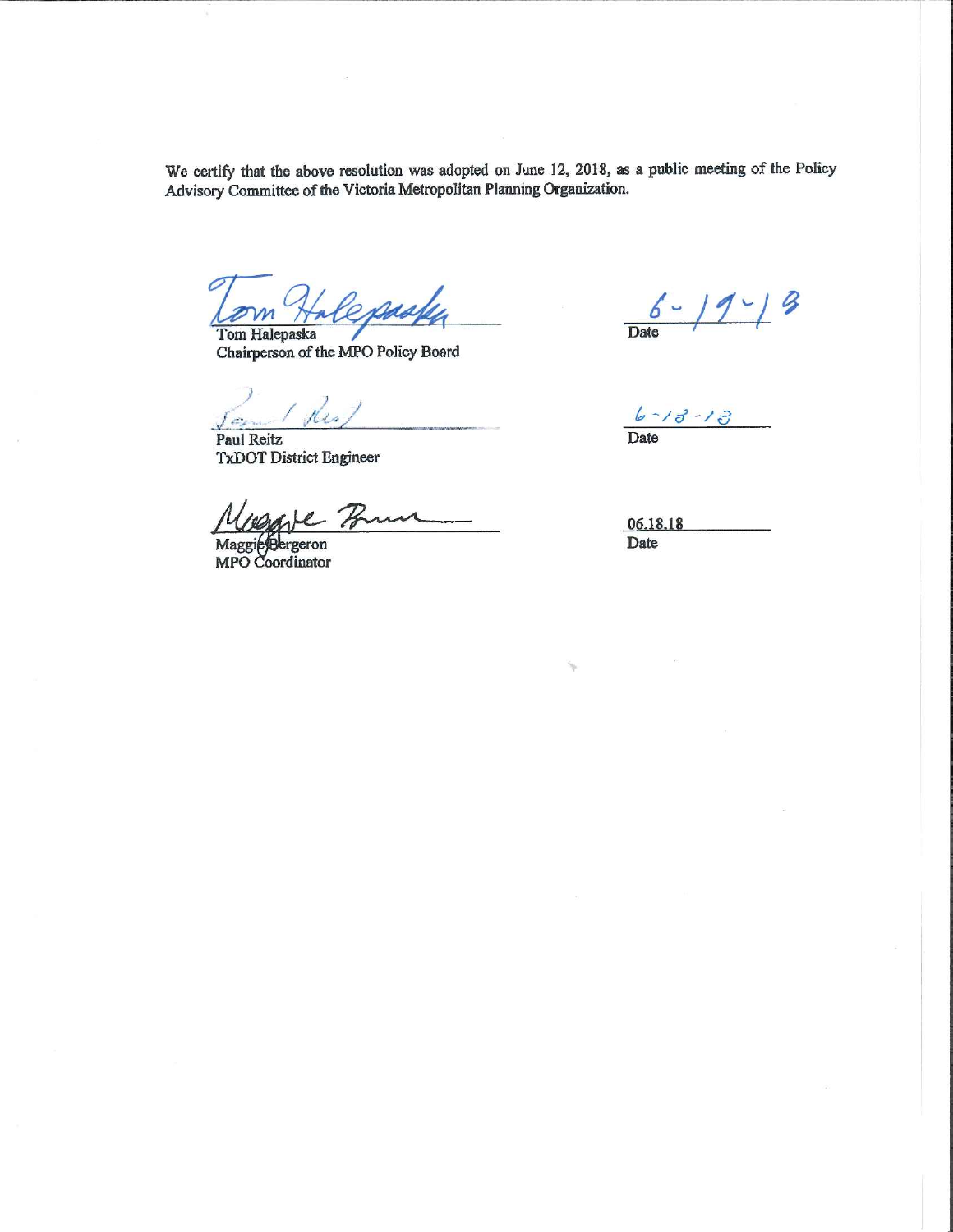We certify that the above resolution was adopted on June 12, 2018, as a public meeting of the Policy Advisory Committee of the Victoria Metropolitan Planning Organization.

Tom Halepaska
Chairperson of the MPO Policy Board

Date: 6-19-18

Paul Reitz
TxDOT District Engineer

Date: 6-18-18

Maggie Bergeron
MPO Coordinator

Date: 06.18.18